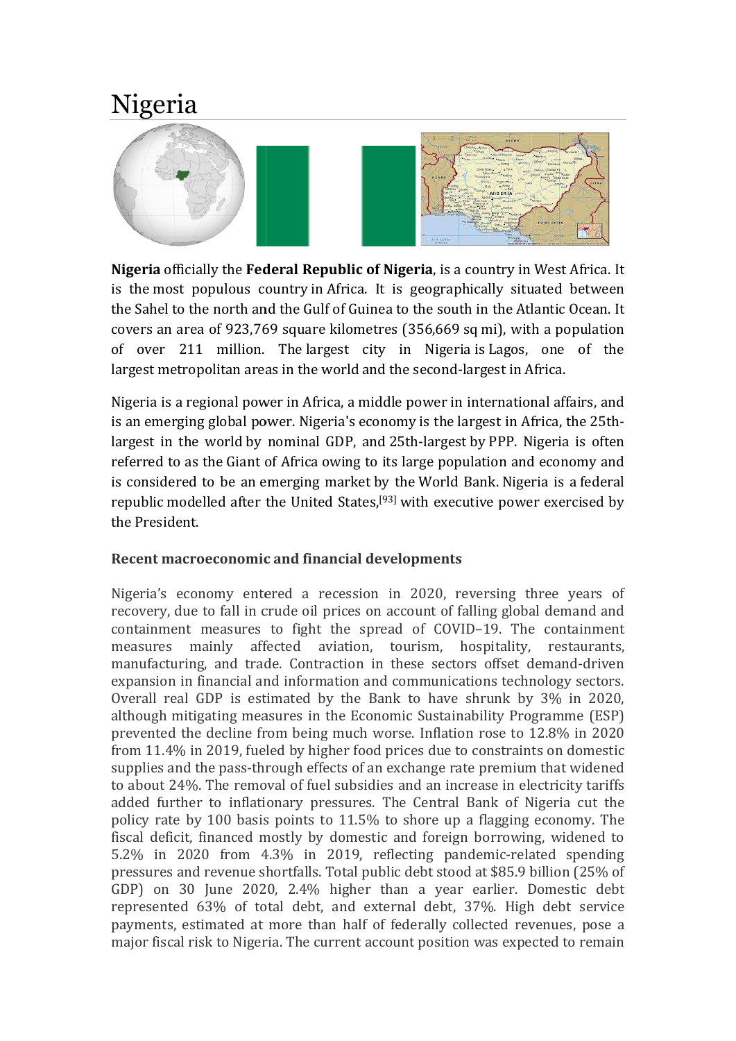# Nigeria

**Nigeria** officially the **Federal Republic of Nigeria**, is a country in West Africa. It is the most populous country in Africa. It is geographically situated between the Sahel to the north and the Gulf of Guinea to the south in the Atlantic Ocean. It covers an area of 923,769 square kilometres (356,669 sq mi), with a population of over 211 million. The largest city in Nigeria is Lagos, one of the largest metropolitan areas in the world and the second-largest in Africa.

Nigeria is a regional power in Africa, a middle power in international affairs, and is an emerging global power. Nigeria's economy is the largest in Africa, the 25th-largest in the world by nominal GDP, and 25th-largest by PPP. Nigeria is often referred to as the Giant of Africa owing to its large population and economy and is considered to be an emerging market by the World Bank. Nigeria is a federal republic modelled after the United States,[93] with executive power exercised by the President.

### Recent macroeconomic and financial developments

Nigeria's economy entered a recession in 2020, reversing three years of recovery, due to fall in crude oil prices on account of falling global demand and containment measures to fight the spread of COVID–19. The containment measures mainly affected aviation, tourism, hospitality, restaurants, manufacturing, and trade. Contraction in these sectors offset demand-driven expansion in financial and information and communications technology sectors. Overall real GDP is estimated by the Bank to have shrunk by 3% in 2020, although mitigating measures in the Economic Sustainability Programme (ESP) prevented the decline from being much worse. Inflation rose to 12.8% in 2020 from 11.4% in 2019, fueled by higher food prices due to constraints on domestic supplies and the pass-through effects of an exchange rate premium that widened to about 24%. The removal of fuel subsidies and an increase in electricity tariffs added further to inflationary pressures. The Central Bank of Nigeria cut the policy rate by 100 basis points to 11.5% to shore up a flagging economy. The fiscal deficit, financed mostly by domestic and foreign borrowing, widened to 5.2% in 2020 from 4.3% in 2019, reflecting pandemic-related spending pressures and revenue shortfalls. Total public debt stood at $85.9 billion (25% of GDP) on 30 June 2020, 2.4% higher than a year earlier. Domestic debt represented 63% of total debt, and external debt, 37%. High debt service payments, estimated at more than half of federally collected revenues, pose a major fiscal risk to Nigeria. The current account position was expected to remain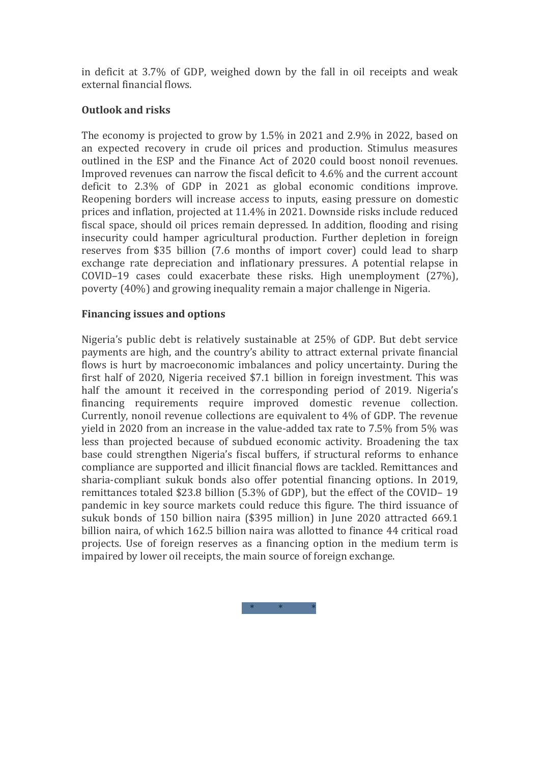in deficit at 3.7% of GDP, weighed down by the fall in oil receipts and weak external financial flows.

**Outlook and risks**

The economy is projected to grow by 1.5% in 2021 and 2.9% in 2022, based on an expected recovery in crude oil prices and production. Stimulus measures outlined in the ESP and the Finance Act of 2020 could boost nonoil revenues. Improved revenues can narrow the fiscal deficit to 4.6% and the current account deficit to 2.3% of GDP in 2021 as global economic conditions improve. Reopening borders will increase access to inputs, easing pressure on domestic prices and inflation, projected at 11.4% in 2021. Downside risks include reduced fiscal space, should oil prices remain depressed. In addition, flooding and rising insecurity could hamper agricultural production. Further depletion in foreign reserves from $35 billion (7.6 months of import cover) could lead to sharp exchange rate depreciation and inflationary pressures. A potential relapse in COVID–19 cases could exacerbate these risks. High unemployment (27%), poverty (40%) and growing inequality remain a major challenge in Nigeria.

**Financing issues and options**

Nigeria's public debt is relatively sustainable at 25% of GDP. But debt service payments are high, and the country's ability to attract external private financial flows is hurt by macroeconomic imbalances and policy uncertainty. During the first half of 2020, Nigeria received $7.1 billion in foreign investment. This was half the amount it received in the corresponding period of 2019. Nigeria's financing requirements require improved domestic revenue collection. Currently, nonoil revenue collections are equivalent to 4% of GDP. The revenue yield in 2020 from an increase in the value-added tax rate to 7.5% from 5% was less than projected because of subdued economic activity. Broadening the tax base could strengthen Nigeria's fiscal buffers, if structural reforms to enhance compliance are supported and illicit financial flows are tackled. Remittances and sharia-compliant sukuk bonds also offer potential financing options. In 2019, remittances totaled $23.8 billion (5.3% of GDP), but the effect of the COVID– 19 pandemic in key source markets could reduce this figure. The third issuance of sukuk bonds of 150 billion naira ($395 million) in June 2020 attracted 669.1 billion naira, of which 162.5 billion naira was allotted to finance 44 critical road projects. Use of foreign reserves as a financing option in the medium term is impaired by lower oil receipts, the main source of foreign exchange.

\* \* \*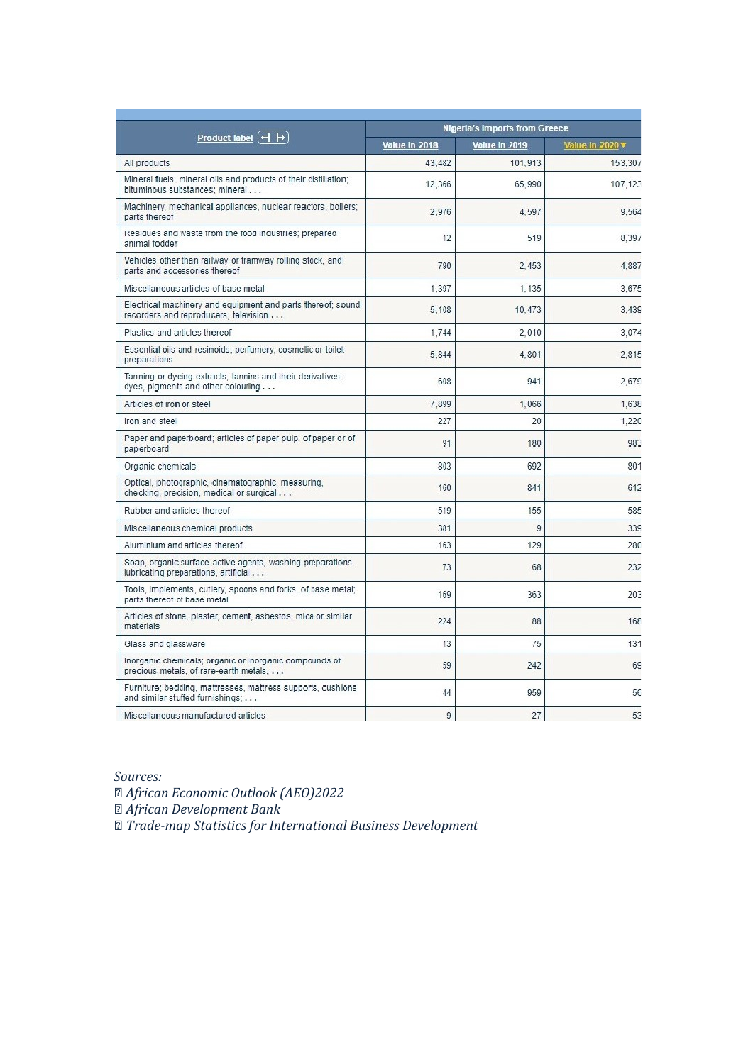| Product label | Nigeria's imports from Greece | | |
|---|---|---|---|
| | Value in 2018 | Value in 2019 | Value in 2020 |
| All products | 43,482 | 101,913 | 153,307 |
| Mineral fuels, mineral oils and products of their distillation; bituminous substances; mineral . . . | 12,366 | 65,990 | 107,123 |
| Machinery, mechanical appliances, nuclear reactors, boilers; parts thereof | 2,976 | 4,597 | 9,564 |
| Residues and waste from the food industries; prepared animal fodder | 12 | 519 | 8,397 |
| Vehicles other than railway or tramway rolling stock, and parts and accessories thereof | 790 | 2,453 | 4,887 |
| Miscellaneous articles of base metal | 1,397 | 1,135 | 3,675 |
| Electrical machinery and equipment and parts thereof; sound recorders and reproducers, television . . . | 5,108 | 10,473 | 3,439 |
| Plastics and articles thereof | 1,744 | 2,010 | 3,074 |
| Essential oils and resinoids; perfumery, cosmetic or toilet preparations | 5,844 | 4,801 | 2,815 |
| Tanning or dyeing extracts; tannins and their derivatives; dyes, pigments and other colouring . . . | 608 | 941 | 2,679 |
| Articles of iron or steel | 7,899 | 1,066 | 1,638 |
| Iron and steel | 227 | 20 | 1,220 |
| Paper and paperboard; articles of paper pulp, of paper or of paperboard | 91 | 180 | 983 |
| Organic chemicals | 803 | 692 | 801 |
| Optical, photographic, cinematographic, measuring, checking, precision, medical or surgical . . . | 160 | 841 | 612 |
| Rubber and articles thereof | 519 | 155 | 585 |
| Miscellaneous chemical products | 381 | 9 | 339 |
| Aluminium and articles thereof | 163 | 129 | 280 |
| Soap, organic surface-active agents, washing preparations, lubricating preparations, artificial . . . | 73 | 68 | 232 |
| Tools, implements, cutlery, spoons and forks, of base metal; parts thereof of base metal | 169 | 363 | 203 |
| Articles of stone, plaster, cement, asbestos, mica or similar materials | 224 | 88 | 168 |
| Glass and glassware | 13 | 75 | 131 |
| Inorganic chemicals; organic or inorganic compounds of precious metals, of rare-earth metals, . . . | 59 | 242 | 69 |
| Furniture; bedding, mattresses, mattress supports, cushions and similar stuffed furnishings; . . . | 44 | 959 | 56 |
| Miscellaneous manufactured articles | 9 | 27 | 53 |

*Sources:*

- *African Economic Outlook (AEO)2022*
- *African Development Bank*
- *Trade-map Statistics for International Business Development*